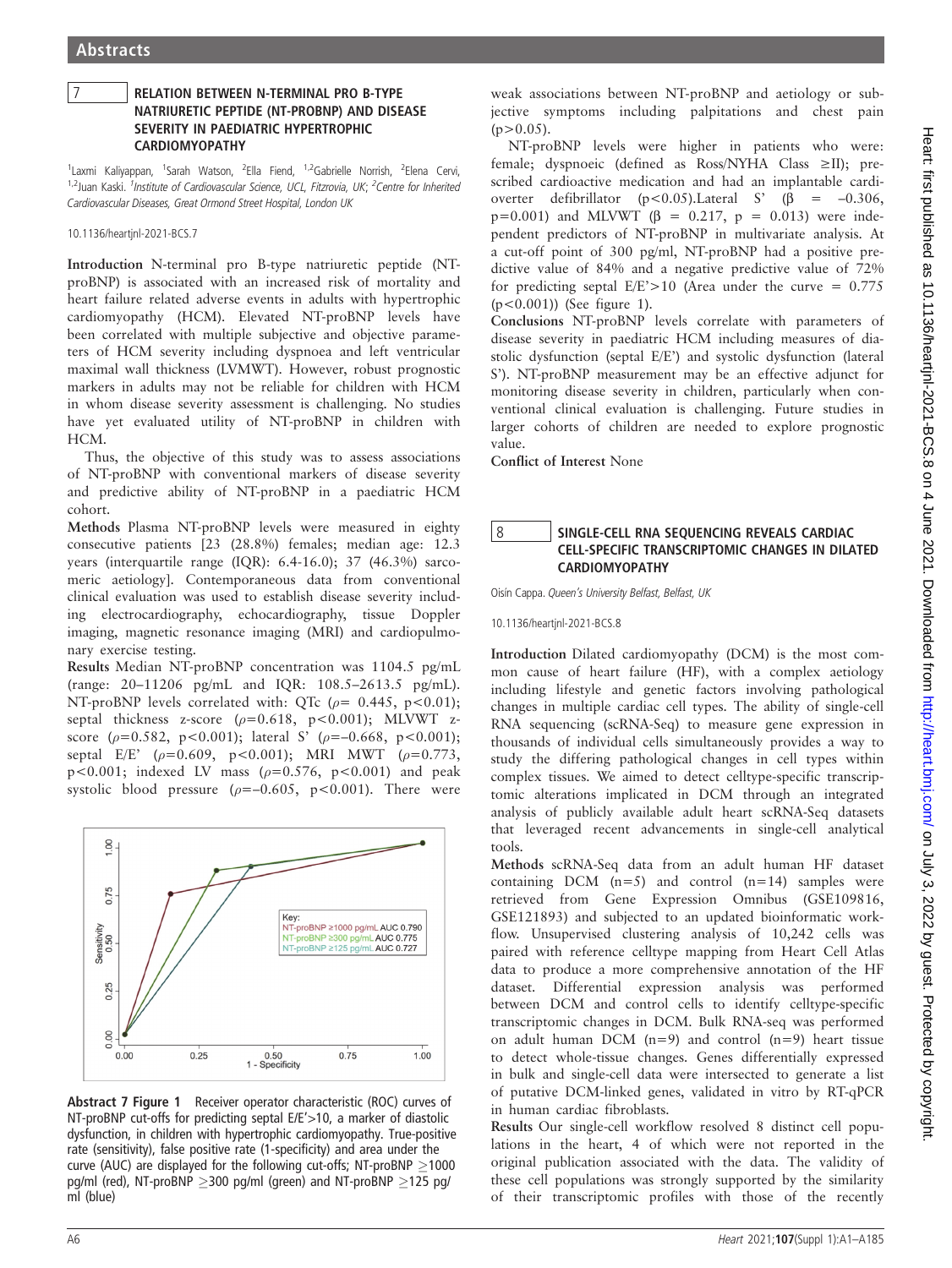## 7 RELATION BETWEEN N-TERMINAL PRO B-TYPE NATRIURETIC PEPTIDE (NT-PROBNP) AND DISEASE SEVERITY IN PAEDIATRIC HYPERTROPHIC CARDIOMYOPATHY

[1]Laxmi Kaliyappan, [1]Sarah Watson, [2]Ella Fiend, [1,2]Gabrielle Norrish, [2]Elena Cervi, [1,2]Juan Kaski. [1]*Institute of Cardiovascular Science, UCL, Fitzrovia, UK;* [2]*Centre for Inherited Cardiovascular Diseases, Great Ormond Street Hospital, London UK*

10.1136/heartjnl-2021-BCS.7

**Introduction** N-terminal pro B-type natriuretic peptide (NT-proBNP) is associated with an increased risk of mortality and heart failure related adverse events in adults with hypertrophic cardiomyopathy (HCM). Elevated NT-proBNP levels have been correlated with multiple subjective and objective parameters of HCM severity including dyspnoea and left ventricular maximal wall thickness (LVMWT). However, robust prognostic markers in adults may not be reliable for children with HCM in whom disease severity assessment is challenging. No studies have yet evaluated utility of NT-proBNP in children with HCM.

Thus, the objective of this study was to assess associations of NT-proBNP with conventional markers of disease severity and predictive ability of NT-proBNP in a paediatric HCM cohort.

**Methods** Plasma NT-proBNP levels were measured in eighty consecutive patients [23 (28.8%) females; median age: 12.3 years (interquartile range (IQR): 6.4-16.0); 37 (46.3%) sarcomeric aetiology]. Contemporaneous data from conventional clinical evaluation was used to establish disease severity including electrocardiography, echocardiography, tissue Doppler imaging, magnetic resonance imaging (MRI) and cardiopulmonary exercise testing.

**Results** Median NT-proBNP concentration was 1104.5 pg/mL (range: 20–11206 pg/mL and IQR: 108.5–2613.5 pg/mL). NT-proBNP levels correlated with: QTc ($\rho$= 0.445, $p<0.01$); septal thickness z-score ($\rho$=0.618, $p<0.001$); MLVWT z-score ($\rho$=0.582, $p<0.001$); lateral S' ($\rho$=–0.668, $p<0.001$); septal E/E' ($\rho$=0.609, $p<0.001$); MRI MWT ($\rho$=0.773, $p<0.001$; indexed LV mass ($\rho$=0.576, $p<0.001$) and peak systolic blood pressure ($\rho$=–0.605, $p<0.001$). There were weak associations between NT-proBNP and aetiology or subjective symptoms including palpitations and chest pain ($p>0.05$).

NT-proBNP levels were higher in patients who were: female; dyspnoeic (defined as Ross/NYHA Class ≥II); prescribed cardioactive medication and had an implantable cardioverter defibrillator ($p<0.05$).Lateral S' ($\beta$ = –0.306, p=0.001) and MLVWT ($\beta$ = 0.217, p = 0.013) were independent predictors of NT-proBNP in multivariate analysis. At a cut-off point of 300 pg/ml, NT-proBNP had a positive predictive value of 84% and a negative predictive value of 72% for predicting septal E/E'>10 (Area under the curve = 0.775 ($p<0.001$)) (See figure 1).

**Abstract 7 Figure 1** Receiver operator characteristic (ROC) curves of NT-proBNP cut-offs for predicting septal E/E'>10, a marker of diastolic dysfunction, in children with hypertrophic cardiomyopathy. True-positive rate (sensitivity), false positive rate (1-specificity) and area under the curve (AUC) are displayed for the following cut-offs; NT-proBNP ≥1000 pg/ml (red), NT-proBNP ≥300 pg/ml (green) and NT-proBNP ≥125 pg/ml (blue)

**Conclusions** NT-proBNP levels correlate with parameters of disease severity in paediatric HCM including measures of diastolic dysfunction (septal E/E') and systolic dysfunction (lateral S'). NT-proBNP measurement may be an effective adjunct for monitoring disease severity in children, particularly when conventional clinical evaluation is challenging. Future studies in larger cohorts of children are needed to explore prognostic value.

**Conflict of Interest** None

## 8 SINGLE-CELL RNA SEQUENCING REVEALS CARDIAC CELL-SPECIFIC TRANSCRIPTOMIC CHANGES IN DILATED CARDIOMYOPATHY

Oisín Cappa. *Queen's University Belfast, Belfast, UK*

10.1136/heartjnl-2021-BCS.8

**Introduction** Dilated cardiomyopathy (DCM) is the most common cause of heart failure (HF), with a complex aetiology including lifestyle and genetic factors involving pathological changes in multiple cardiac cell types. The ability of single-cell RNA sequencing (scRNA-Seq) to measure gene expression in thousands of individual cells simultaneously provides a way to study the differing pathological changes in cell types within complex tissues. We aimed to detect celltype-specific transcriptomic alterations implicated in DCM through an integrated analysis of publicly available adult heart scRNA-Seq datasets that leveraged recent advancements in single-cell analytical tools.

**Methods** scRNA-Seq data from an adult human HF dataset containing DCM (n=5) and control (n=14) samples were retrieved from Gene Expression Omnibus (GSE109816, GSE121893) and subjected to an updated bioinformatic workflow. Unsupervised clustering analysis of 10,242 cells was paired with reference celltype mapping from Heart Cell Atlas data to produce a more comprehensive annotation of the HF dataset. Differential expression analysis was performed between DCM and control cells to identify celltype-specific transcriptomic changes in DCM. Bulk RNA-seq was performed on adult human DCM (n=9) and control (n=9) heart tissue to detect whole-tissue changes. Genes differentially expressed in bulk and single-cell data were intersected to generate a list of putative DCM-linked genes, validated in vitro by RT-qPCR in human cardiac fibroblasts.

**Results** Our single-cell workflow resolved 8 distinct cell populations in the heart, 4 of which were not reported in the original publication associated with the data. The validity of these cell populations was strongly supported by the similarity of their transcriptomic profiles with those of the recently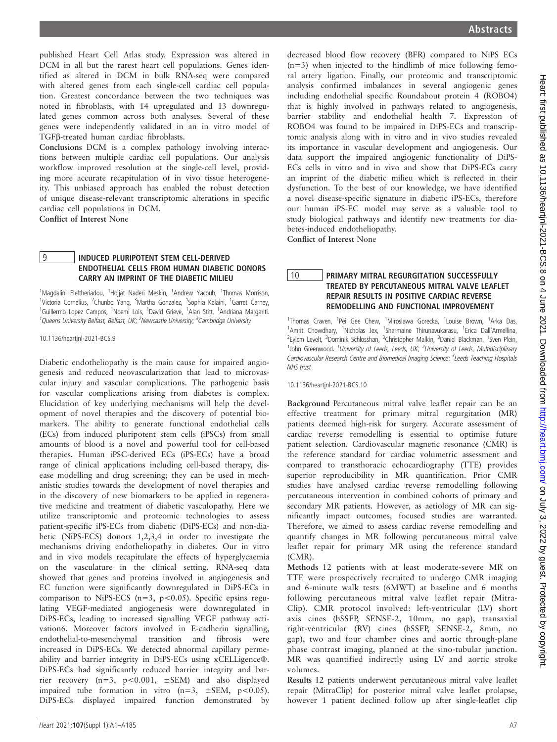published Heart Cell Atlas study. Expression was altered in DCM in all but the rarest heart cell populations. Genes identified as altered in DCM in bulk RNA-seq were compared with altered genes from each single-cell cardiac cell population. Greatest concordance between the two techniques was noted in fibroblasts, with 14 upregulated and 13 downregulated genes common across both analyses. Several of these genes were independently validated in an in vitro model of TGFβ-treated human cardiac fibroblasts.

**Conclusions** DCM is a complex pathology involving interactions between multiple cardiac cell populations. Our analysis workflow improved resolution at the single-cell level, providing more accurate recapitulation of in vivo tissue heterogeneity. This unbiased approach has enabled the robust detection of unique disease-relevant transcriptomic alterations in specific cardiac cell populations in DCM.

**Conflict of Interest** None

## 9 INDUCED PLURIPOTENT STEM CELL-DERIVED ENDOTHELIAL CELLS FROM HUMAN DIABETIC DONORS CARRY AN IMPRINT OF THE DIABETIC MILIEU

[1]Magdalini Eleftheriadou, [1]Hojjat Naderi Meskin, [1]Andrew Yacoub, [1]Thomas Morrison, [1]Victoria Cornelius, [2]Chunbo Yang, [3]Martha Gonzalez, [1]Sophia Kelaini, [1]Garret Carney, [1]Guillermo Lopez Campos, [1]Noemi Lois, [1]David Grieve, [1]Alan Stitt, [1]Andriana Margariti. *[1]Queens University Belfast, Belfast, UK; [2]Newcastle University; [3]Cambridge University*

10.1136/heartjnl-2021-BCS.9

Diabetic endotheliopathy is the main cause for impaired angiogenesis and reduced neovascularization that lead to microvascular injury and vascular complications. The pathogenic basis for vascular complications arising from diabetes is complex. Elucidation of key underlying mechanisms will help the development of novel therapies and the discovery of potential biomarkers. The ability to generate functional endothelial cells (ECs) from induced pluripotent stem cells (iPSCs) from small amounts of blood is a novel and powerful tool for cell-based therapies. Human iPSC-derived ECs (iPS-ECs) have a broad range of clinical applications including cell-based therapy, disease modelling and drug screening; they can be used in mechanistic studies towards the development of novel therapies and in the discovery of new biomarkers to be applied in regenerative medicine and treatment of diabetic vasculopathy. Here we utilize transcriptomic and proteomic technologies to assess patient-specific iPS-ECs from diabetic (DiPS-ECs) and non-diabetic (NiPS-ECS) donors 1,2,3,4 in order to investigate the mechanisms driving endotheliopathy in diabetes. Our in vitro and in vivo models recapitulate the effects of hyperglycaemia on the vasculature in the clinical setting. RNA-seq data showed that genes and proteins involved in angiogenesis and EC function were significantly downregulated in DiPS-ECs in comparison to NiPS-ECS ($n=3$, $p<0.05$). Specific epsins regulating VEGF-mediated angiogenesis were downregulated in DiPS-ECs, leading to increased signalling VEGF pathway activation6. Moreover factors involved in E-cadherin signalling, endothelial-to-mesenchymal transition and fibrosis were increased in DiPS-ECs. We detected abnormal capillary permeability and barrier integrity in DiPS-ECs using xCELLigence®. DiPS-ECs had significantly reduced barrier integrity and barrier recovery ($n=3$, $p<0.001$, ±SEM) and also displayed impaired tube formation in vitro ($n=3$, ±SEM, $p<0.05$). DiPS-ECs displayed impaired function demonstrated by decreased blood flow recovery (BFR) compared to NiPS ECs ($n=3$) when injected to the hindlimb of mice following femoral artery ligation. Finally, our proteomic and transcriptomic analysis confirmed imbalances in several angiogenic genes including endothelial specific Roundabout protein 4 (ROBO4) that is highly involved in pathways related to angiogenesis, barrier stability and endothelial health 7. Expression of ROBO4 was found to be impaired in DiPS-ECs and transcriptomic analysis along with in vitro and in vivo studies revealed its importance in vascular development and angiogenesis. Our data support the impaired angiogenic functionality of DiPS-ECs cells in vitro and in vivo and show that DiPS-ECs carry an imprint of the diabetic milieu which is reflected in their dysfunction. To the best of our knowledge, we have identified a novel disease-specific signature in diabetic iPS-ECs, therefore our human iPS-EC model may serve as a valuable tool to study biological pathways and identify new treatments for diabetes-induced endotheliopathy.

**Conflict of Interest** None

## 10 PRIMARY MITRAL REGURGITATION SUCCESSFULLY TREATED BY PERCUTANEOUS MITRAL VALVE LEAFLET REPAIR RESULTS IN POSITIVE CARDIAC REVERSE REMODELLING AND FUNCTIONAL IMPROVEMENT

[1]Thomas Craven, [1]Pei Gee Chew, [1]Miroslawa Gorecka, [1]Louise Brown, [1]Arka Das, [1]Amrit Chowdhary, [1]Nicholas Jex, [1]Sharmaine Thirunavukarasu, [1]Erica Dall'Armellina, [2]Eylem Levelt, [3]Dominik Schlosshan, [3]Christopher Malkin, [3]Daniel Blackman, [1]Sven Plein, [1]John Greenwood. *[1]University of Leeds, Leeds, UK; [2]University of Leeds, Multidisciplinary Cardiovascular Research Centre and Biomedical Imaging Science; [3]Leeds Teaching Hospitals NHS trust*

10.1136/heartjnl-2021-BCS.10

**Background** Percutaneous mitral valve leaflet repair can be an effective treatment for primary mitral regurgitation (MR) patients deemed high-risk for surgery. Accurate assessment of cardiac reverse remodelling is essential to optimise future patient selection. Cardiovascular magnetic resonance (CMR) is the reference standard for cardiac volumetric assessment and compared to transthoracic echocardiography (TTE) provides superior reproducibility in MR quantification. Prior CMR studies have analysed cardiac reverse remodelling following percutaneous intervention in combined cohorts of primary and secondary MR patients. However, as aetiology of MR can significantly impact outcomes, focused studies are warranted. Therefore, we aimed to assess cardiac reverse remodelling and quantify changes in MR following percutaneous mitral valve leaflet repair for primary MR using the reference standard (CMR).

**Methods** 12 patients with at least moderate-severe MR on TTE were prospectively recruited to undergo CMR imaging and 6-minute walk tests (6MWT) at baseline and 6 months following percutaneous mitral valve leaflet repair (MitraClip). CMR protocol involved: left-ventricular (LV) short axis cines (bSSFP, SENSE-2, 10mm, no gap), transaxial right-ventricular (RV) cines (bSSFP, SENSE-2, 8mm, no gap), two and four chamber cines and aortic through-plane phase contrast imaging, planned at the sino-tubular junction. MR was quantified indirectly using LV and aortic stroke volumes.

**Results** 12 patients underwent percutaneous mitral valve leaflet repair (MitraClip) for posterior mitral valve leaflet prolapse, however 1 patient declined follow up after single-leaflet clip